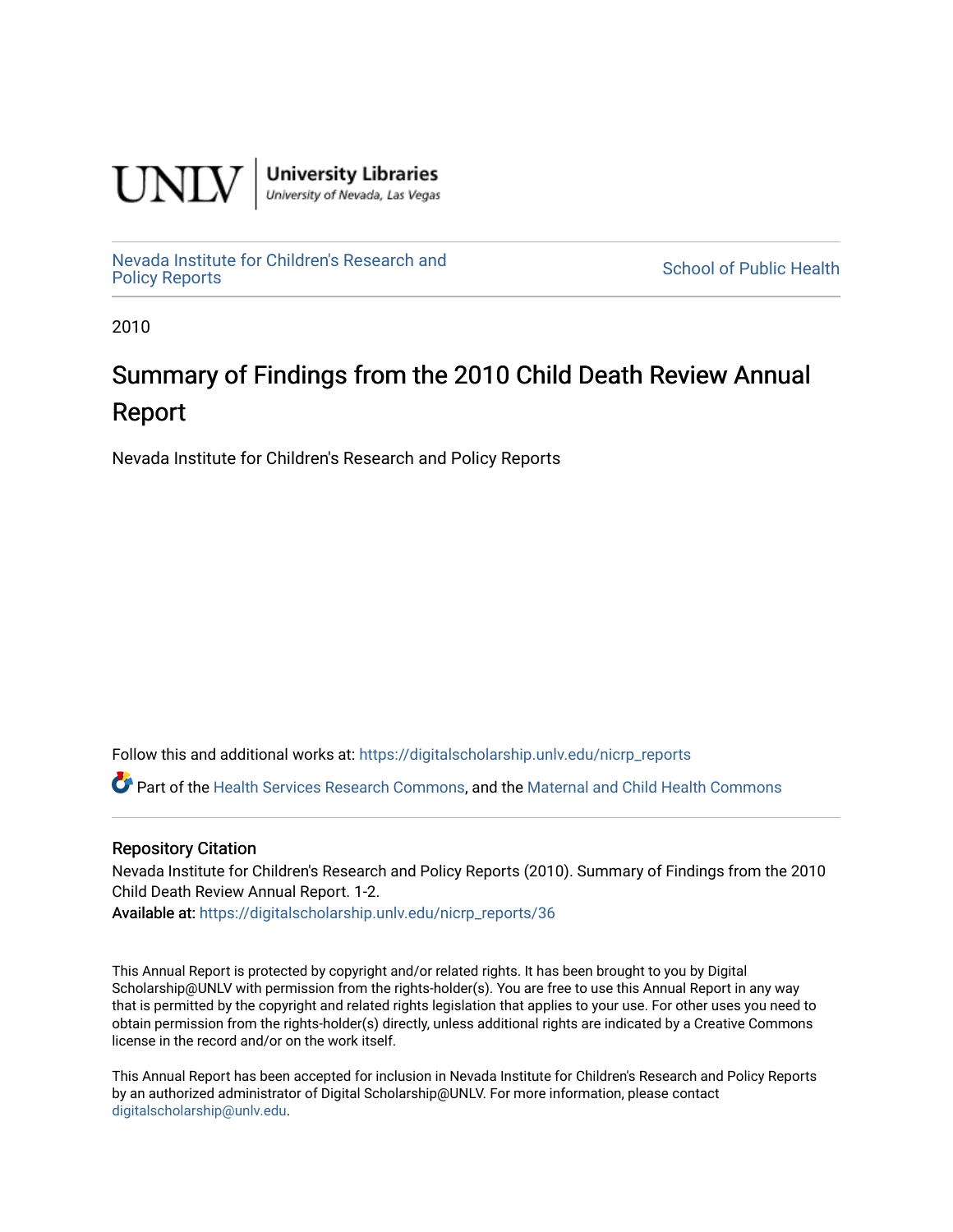UNLV | University Libraries
University of Nevada, Las Vegas

Nevada Institute for Children's Research and Policy Reports

School of Public Health

2010

# Summary of Findings from the 2010 Child Death Review Annual Report

Nevada Institute for Children's Research and Policy Reports

Follow this and additional works at: https://digitalscholarship.unlv.edu/nicrp_reports

Part of the Health Services Research Commons, and the Maternal and Child Health Commons

## Repository Citation

Nevada Institute for Children's Research and Policy Reports (2010). Summary of Findings from the 2010 Child Death Review Annual Report. 1-2.

Available at: https://digitalscholarship.unlv.edu/nicrp_reports/36

This Annual Report is protected by copyright and/or related rights. It has been brought to you by Digital Scholarship@UNLV with permission from the rights-holder(s). You are free to use this Annual Report in any way that is permitted by the copyright and related rights legislation that applies to your use. For other uses you need to obtain permission from the rights-holder(s) directly, unless additional rights are indicated by a Creative Commons license in the record and/or on the work itself.

This Annual Report has been accepted for inclusion in Nevada Institute for Children's Research and Policy Reports by an authorized administrator of Digital Scholarship@UNLV. For more information, please contact digitalscholarship@unlv.edu.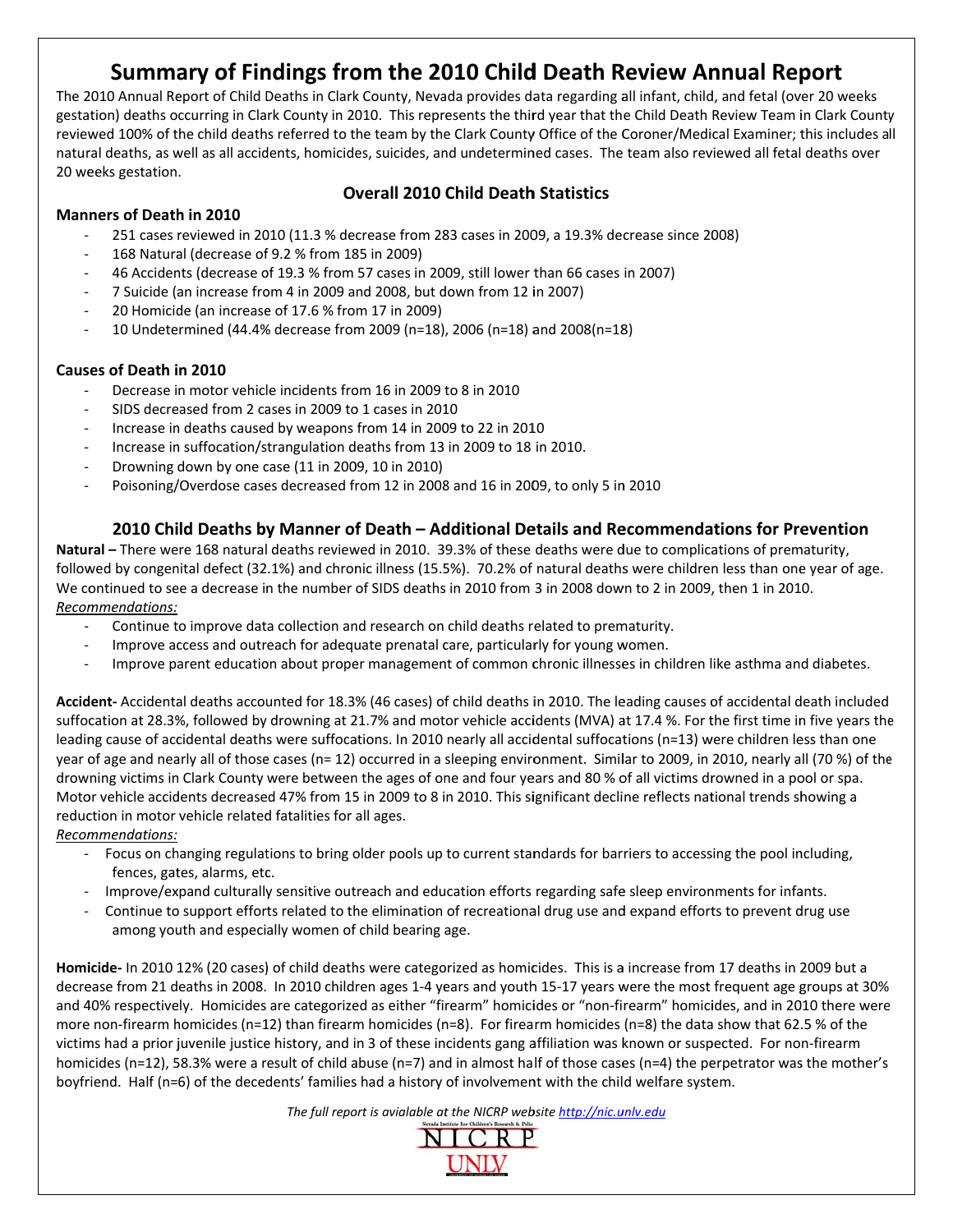# Summary of Findings from the 2010 Child Death Review Annual Report

The 2010 Annual Report of Child Deaths in Clark County, Nevada provides data regarding all infant, child, and fetal (over 20 weeks gestation) deaths occurring in Clark County in 2010. This represents the third year that the Child Death Review Team in Clark County reviewed 100% of the child deaths referred to the team by the Clark County Office of the Coroner/Medical Examiner; this includes all natural deaths, as well as all accidents, homicides, suicides, and undetermined cases. The team also reviewed all fetal deaths over 20 weeks gestation.

## Overall 2010 Child Death Statistics

### Manners of Death in 2010

- 251 cases reviewed in 2010 (11.3 % decrease from 283 cases in 2009, a 19.3% decrease since 2008)
- 168 Natural (decrease of 9.2 % from 185 in 2009)
- 46 Accidents (decrease of 19.3 % from 57 cases in 2009, still lower than 66 cases in 2007)
- 7 Suicide (an increase from 4 in 2009 and 2008, but down from 12 in 2007)
- 20 Homicide (an increase of 17.6 % from 17 in 2009)
- 10 Undetermined (44.4% decrease from 2009 (n=18), 2006 (n=18) and 2008(n=18)

### Causes of Death in 2010

- Decrease in motor vehicle incidents from 16 in 2009 to 8 in 2010
- SIDS decreased from 2 cases in 2009 to 1 cases in 2010
- Increase in deaths caused by weapons from 14 in 2009 to 22 in 2010
- Increase in suffocation/strangulation deaths from 13 in 2009 to 18 in 2010.
- Drowning down by one case (11 in 2009, 10 in 2010)
- Poisoning/Overdose cases decreased from 12 in 2008 and 16 in 2009, to only 5 in 2010

## 2010 Child Deaths by Manner of Death – Additional Details and Recommendations for Prevention

**Natural –** There were 168 natural deaths reviewed in 2010. 39.3% of these deaths were due to complications of prematurity, followed by congenital defect (32.1%) and chronic illness (15.5%). 70.2% of natural deaths were children less than one year of age. We continued to see a decrease in the number of SIDS deaths in 2010 from 3 in 2008 down to 2 in 2009, then 1 in 2010.

*Recommendations:*

- Continue to improve data collection and research on child deaths related to prematurity.
- Improve access and outreach for adequate prenatal care, particularly for young women.
- Improve parent education about proper management of common chronic illnesses in children like asthma and diabetes.

**Accident-** Accidental deaths accounted for 18.3% (46 cases) of child deaths in 2010. The leading causes of accidental death included suffocation at 28.3%, followed by drowning at 21.7% and motor vehicle accidents (MVA) at 17.4 %. For the first time in five years the leading cause of accidental deaths were suffocations. In 2010 nearly all accidental suffocations (n=13) were children less than one year of age and nearly all of those cases (n= 12) occurred in a sleeping environment. Similar to 2009, in 2010, nearly all (70 %) of the drowning victims in Clark County were between the ages of one and four years and 80 % of all victims drowned in a pool or spa. Motor vehicle accidents decreased 47% from 15 in 2009 to 8 in 2010. This significant decline reflects national trends showing a reduction in motor vehicle related fatalities for all ages.

*Recommendations:*

- Focus on changing regulations to bring older pools up to current standards for barriers to accessing the pool including, fences, gates, alarms, etc.
- Improve/expand culturally sensitive outreach and education efforts regarding safe sleep environments for infants.
- Continue to support efforts related to the elimination of recreational drug use and expand efforts to prevent drug use among youth and especially women of child bearing age.

**Homicide-** In 2010 12% (20 cases) of child deaths were categorized as homicides. This is a increase from 17 deaths in 2009 but a decrease from 21 deaths in 2008. In 2010 children ages 1-4 years and youth 15-17 years were the most frequent age groups at 30% and 40% respectively. Homicides are categorized as either "firearm" homicides or "non-firearm" homicides, and in 2010 there were more non-firearm homicides (n=12) than firearm homicides (n=8). For firearm homicides (n=8) the data show that 62.5 % of the victims had a prior juvenile justice history, and in 3 of these incidents gang affiliation was known or suspected. For non-firearm homicides (n=12), 58.3% were a result of child abuse (n=7) and in almost half of those cases (n=4) the perpetrator was the mother's boyfriend. Half (n=6) of the decedents' families had a history of involvement with the child welfare system.

*The full report is avialable at the NICRP website [http://nic.unlv.edu](http://nic.unlv.edu)*

NICRP
UNLV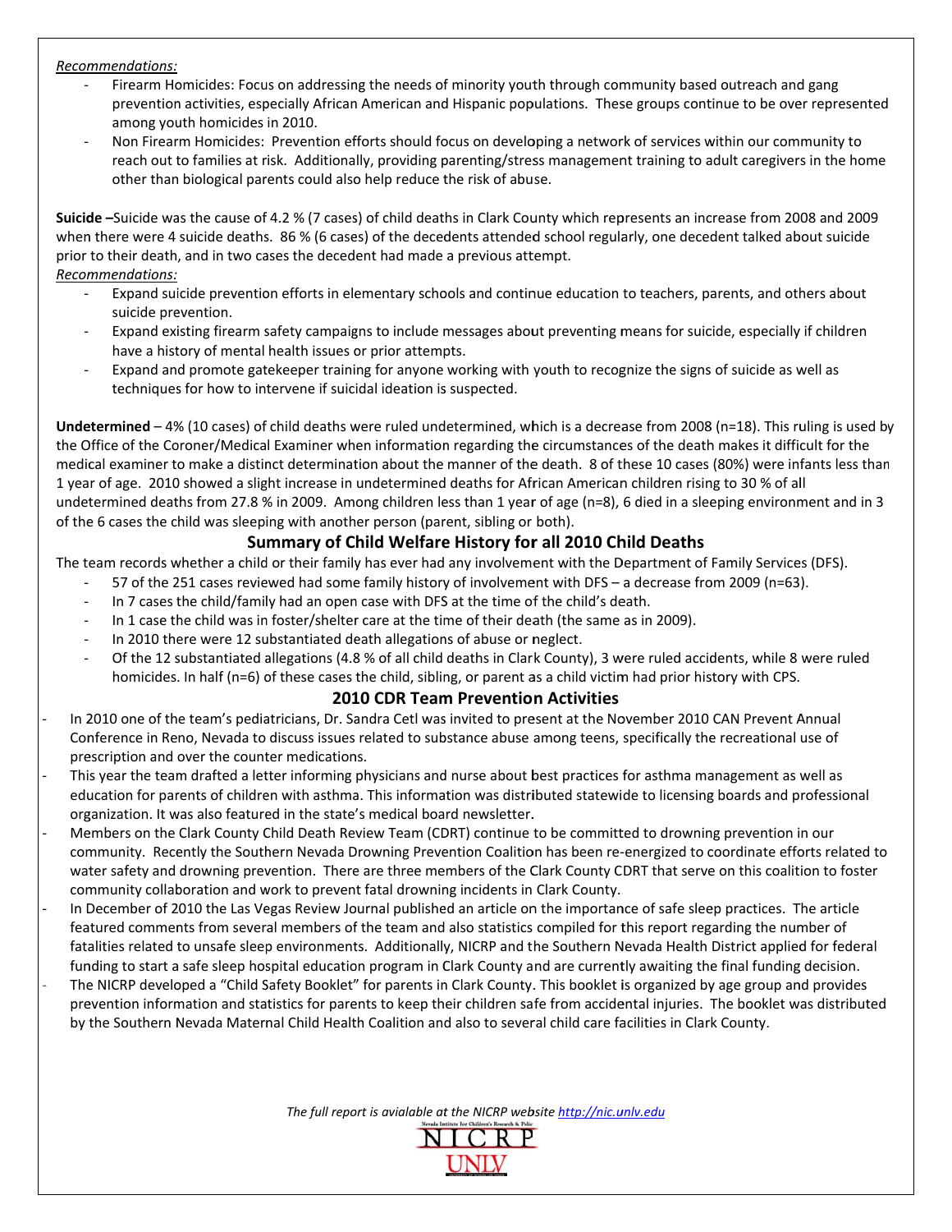*Recommendations:*

- Firearm Homicides: Focus on addressing the needs of minority youth through community based outreach and gang prevention activities, especially African American and Hispanic populations. These groups continue to be over represented among youth homicides in 2010.
- Non Firearm Homicides: Prevention efforts should focus on developing a network of services within our community to reach out to families at risk. Additionally, providing parenting/stress management training to adult caregivers in the home other than biological parents could also help reduce the risk of abuse.

**Suicide –**Suicide was the cause of 4.2 % (7 cases) of child deaths in Clark County which represents an increase from 2008 and 2009 when there were 4 suicide deaths. 86 % (6 cases) of the decedents attended school regularly, one decedent talked about suicide prior to their death, and in two cases the decedent had made a previous attempt.

*Recommendations:*

- Expand suicide prevention efforts in elementary schools and continue education to teachers, parents, and others about suicide prevention.
- Expand existing firearm safety campaigns to include messages about preventing means for suicide, especially if children have a history of mental health issues or prior attempts.
- Expand and promote gatekeeper training for anyone working with youth to recognize the signs of suicide as well as techniques for how to intervene if suicidal ideation is suspected.

**Undetermined** – 4% (10 cases) of child deaths were ruled undetermined, which is a decrease from 2008 (n=18). This ruling is used by the Office of the Coroner/Medical Examiner when information regarding the circumstances of the death makes it difficult for the medical examiner to make a distinct determination about the manner of the death. 8 of these 10 cases (80%) were infants less than 1 year of age. 2010 showed a slight increase in undetermined deaths for African American children rising to 30 % of all undetermined deaths from 27.8 % in 2009. Among children less than 1 year of age (n=8), 6 died in a sleeping environment and in 3 of the 6 cases the child was sleeping with another person (parent, sibling or both).

## Summary of Child Welfare History for all 2010 Child Deaths

The team records whether a child or their family has ever had any involvement with the Department of Family Services (DFS).

- 57 of the 251 cases reviewed had some family history of involvement with DFS – a decrease from 2009 (n=63).
- In 7 cases the child/family had an open case with DFS at the time of the child's death.
- In 1 case the child was in foster/shelter care at the time of their death (the same as in 2009).
- In 2010 there were 12 substantiated death allegations of abuse or neglect.
- Of the 12 substantiated allegations (4.8 % of all child deaths in Clark County), 3 were ruled accidents, while 8 were ruled homicides. In half (n=6) of these cases the child, sibling, or parent as a child victim had prior history with CPS.

## 2010 CDR Team Prevention Activities

- In 2010 one of the team's pediatricians, Dr. Sandra Cetl was invited to present at the November 2010 CAN Prevent Annual Conference in Reno, Nevada to discuss issues related to substance abuse among teens, specifically the recreational use of prescription and over the counter medications.
- This year the team drafted a letter informing physicians and nurse about best practices for asthma management as well as education for parents of children with asthma. This information was distributed statewide to licensing boards and professional organization. It was also featured in the state's medical board newsletter.
- Members on the Clark County Child Death Review Team (CDRT) continue to be committed to drowning prevention in our community. Recently the Southern Nevada Drowning Prevention Coalition has been re-energized to coordinate efforts related to water safety and drowning prevention. There are three members of the Clark County CDRT that serve on this coalition to foster community collaboration and work to prevent fatal drowning incidents in Clark County.
- In December of 2010 the Las Vegas Review Journal published an article on the importance of safe sleep practices. The article featured comments from several members of the team and also statistics compiled for this report regarding the number of fatalities related to unsafe sleep environments. Additionally, NICRP and the Southern Nevada Health District applied for federal funding to start a safe sleep hospital education program in Clark County and are currently awaiting the final funding decision.
- The NICRP developed a "Child Safety Booklet" for parents in Clark County. This booklet is organized by age group and provides prevention information and statistics for parents to keep their children safe from accidental injuries. The booklet was distributed by the Southern Nevada Maternal Child Health Coalition and also to several child care facilities in Clark County.

*The full report is avialable at the NICRP website [http://nic.unlv.edu](http://nic.unlv.edu)*

Nevada Institute for Children's Research & Policy

NICRP

UNLV